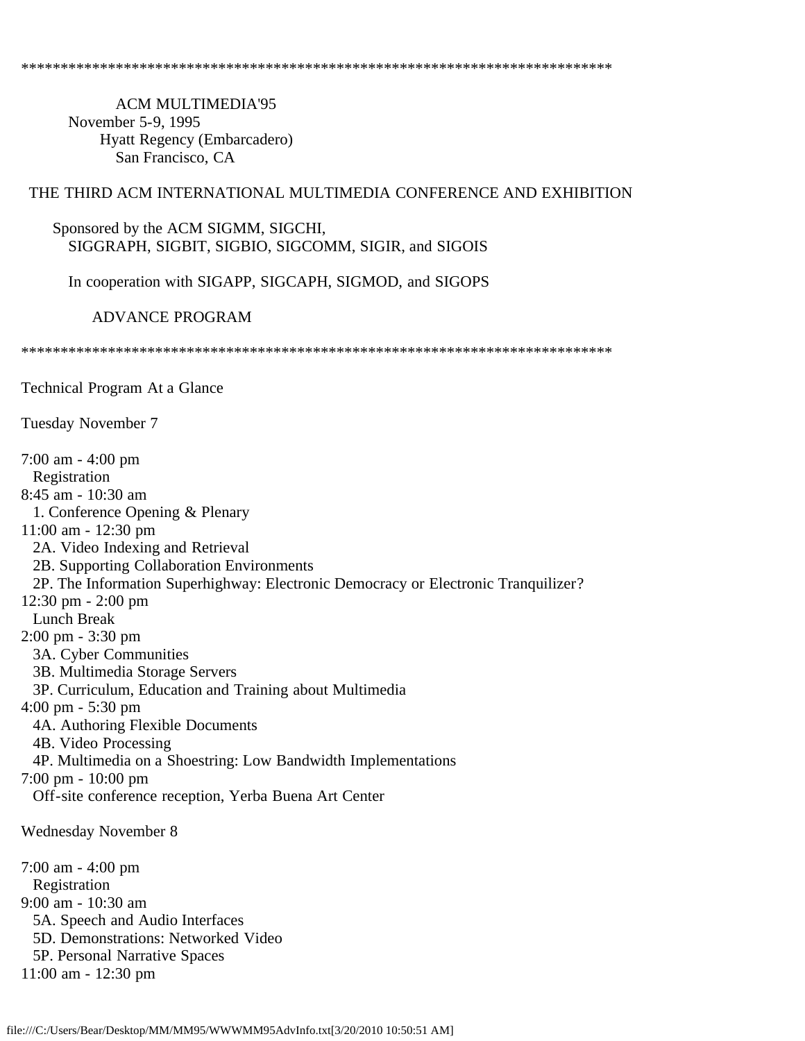\*\*\*\*\*\*\*\*\*\*\*\*\*\*\*\*\*\*\*\*\*\*\*\*\*\*\*\*\*\*\*\*\*\*\*\*\*\*\*\*\*\*\*\*\*\*\*\*\*\*\*\*\*\*\*\*\*\*\*\*\*\*\*\*\*\*\*\*\*\*\*\*\*\*\*\*\*

ACM MULTIMEDIA'95
November 5-9, 1995
Hyatt Regency (Embarcadero)
San Francisco, CA

THE THIRD ACM INTERNATIONAL MULTIMEDIA CONFERENCE AND EXHIBITION

Sponsored by the ACM SIGMM, SIGCHI,
SIGGRAPH, SIGBIT, SIGBIO, SIGCOMM, SIGIR, and SIGOIS

In cooperation with SIGAPP, SIGCAPH, SIGMOD, and SIGOPS

ADVANCE PROGRAM

\*\*\*\*\*\*\*\*\*\*\*\*\*\*\*\*\*\*\*\*\*\*\*\*\*\*\*\*\*\*\*\*\*\*\*\*\*\*\*\*\*\*\*\*\*\*\*\*\*\*\*\*\*\*\*\*\*\*\*\*\*\*\*\*\*\*\*\*\*\*\*\*\*\*\*\*\*

Technical Program At a Glance

Tuesday November 7

7:00 am - 4:00 pm
Registration
8:45 am - 10:30 am
1. Conference Opening & Plenary
11:00 am - 12:30 pm
2A. Video Indexing and Retrieval
2B. Supporting Collaboration Environments
2P. The Information Superhighway: Electronic Democracy or Electronic Tranquilizer?
12:30 pm - 2:00 pm
Lunch Break
2:00 pm - 3:30 pm
3A. Cyber Communities
3B. Multimedia Storage Servers
3P. Curriculum, Education and Training about Multimedia
4:00 pm - 5:30 pm
4A. Authoring Flexible Documents
4B. Video Processing
4P. Multimedia on a Shoestring: Low Bandwidth Implementations
7:00 pm - 10:00 pm
Off-site conference reception, Yerba Buena Art Center

Wednesday November 8

7:00 am - 4:00 pm
Registration
9:00 am - 10:30 am
5A. Speech and Audio Interfaces
5D. Demonstrations: Networked Video
5P. Personal Narrative Spaces
11:00 am - 12:30 pm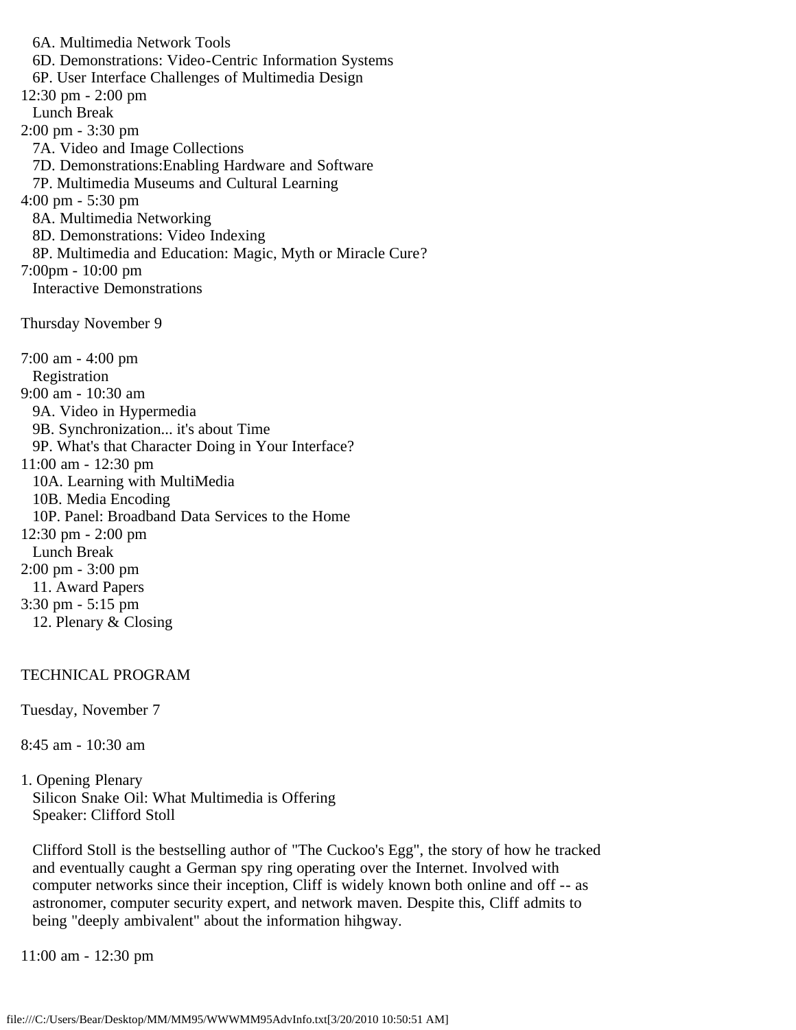6A. Multimedia Network Tools
6D. Demonstrations: Video-Centric Information Systems
6P. User Interface Challenges of Multimedia Design

12:30 pm - 2:00 pm
Lunch Break

2:00 pm - 3:30 pm
7A. Video and Image Collections
7D. Demonstrations:Enabling Hardware and Software
7P. Multimedia Museums and Cultural Learning

4:00 pm - 5:30 pm
8A. Multimedia Networking
8D. Demonstrations: Video Indexing
8P. Multimedia and Education: Magic, Myth or Miracle Cure?

7:00pm - 10:00 pm
Interactive Demonstrations

Thursday November 9

7:00 am - 4:00 pm
Registration

9:00 am - 10:30 am
9A. Video in Hypermedia
9B. Synchronization... it's about Time
9P. What's that Character Doing in Your Interface?

11:00 am - 12:30 pm
10A. Learning with MultiMedia
10B. Media Encoding
10P. Panel: Broadband Data Services to the Home

12:30 pm - 2:00 pm
Lunch Break

2:00 pm - 3:00 pm
11. Award Papers

3:30 pm - 5:15 pm
12. Plenary & Closing

TECHNICAL PROGRAM

Tuesday, November 7

8:45 am - 10:30 am

1. Opening Plenary
Silicon Snake Oil: What Multimedia is Offering
Speaker: Clifford Stoll

Clifford Stoll is the bestselling author of "The Cuckoo's Egg", the story of how he tracked and eventually caught a German spy ring operating over the Internet. Involved with computer networks since their inception, Cliff is widely known both online and off -- as astronomer, computer security expert, and network maven. Despite this, Cliff admits to being "deeply ambivalent" about the information hihgway.

11:00 am - 12:30 pm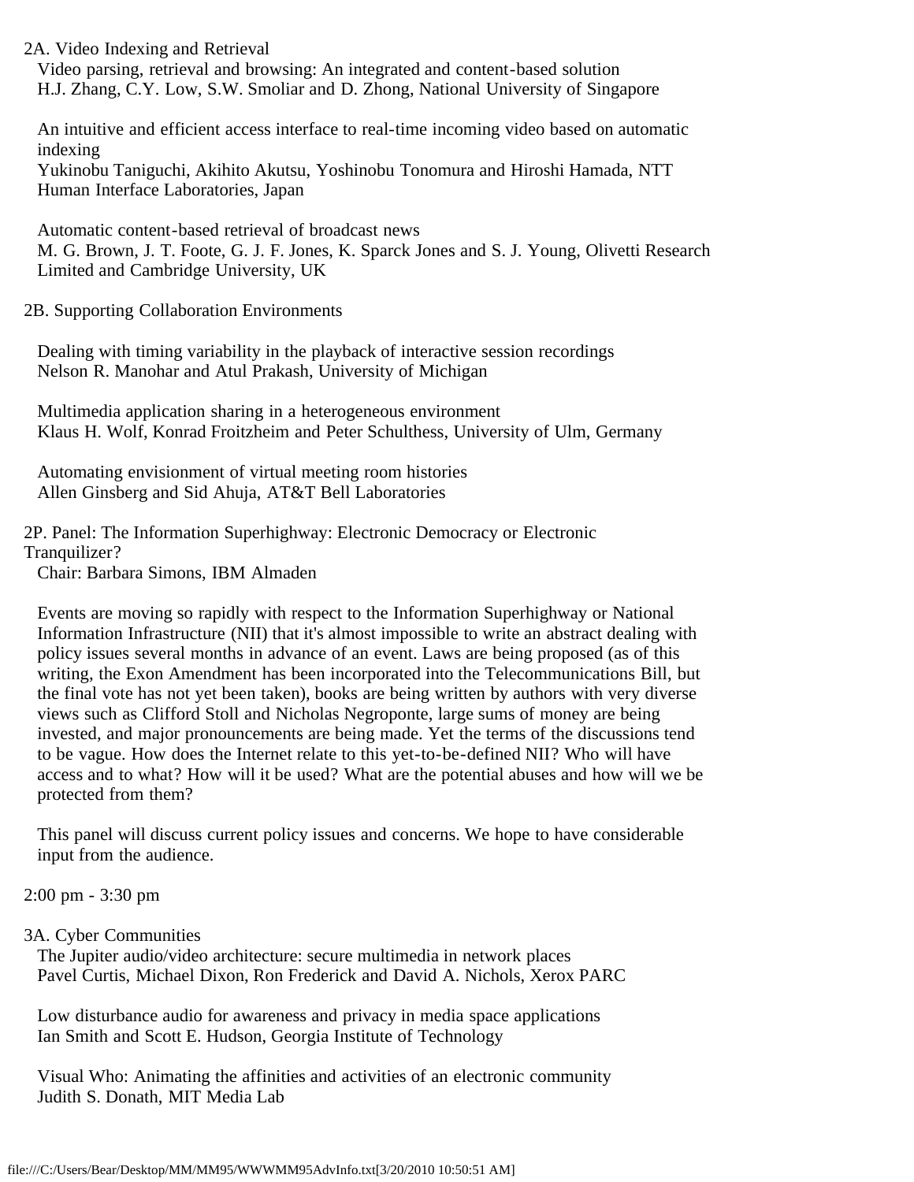2A. Video Indexing and Retrieval

Video parsing, retrieval and browsing: An integrated and content-based solution
H.J. Zhang, C.Y. Low, S.W. Smoliar and D. Zhong, National University of Singapore

An intuitive and efficient access interface to real-time incoming video based on automatic indexing
Yukinobu Taniguchi, Akihito Akutsu, Yoshinobu Tonomura and Hiroshi Hamada, NTT Human Interface Laboratories, Japan

Automatic content-based retrieval of broadcast news
M. G. Brown, J. T. Foote, G. J. F. Jones, K. Sparck Jones and S. J. Young, Olivetti Research Limited and Cambridge University, UK

2B. Supporting Collaboration Environments

Dealing with timing variability in the playback of interactive session recordings
Nelson R. Manohar and Atul Prakash, University of Michigan

Multimedia application sharing in a heterogeneous environment
Klaus H. Wolf, Konrad Froitzheim and Peter Schulthess, University of Ulm, Germany

Automating envisionment of virtual meeting room histories
Allen Ginsberg and Sid Ahuja, AT&T Bell Laboratories

2P. Panel: The Information Superhighway: Electronic Democracy or Electronic Tranquilizer?
Chair: Barbara Simons, IBM Almaden

Events are moving so rapidly with respect to the Information Superhighway or National Information Infrastructure (NII) that it's almost impossible to write an abstract dealing with policy issues several months in advance of an event. Laws are being proposed (as of this writing, the Exon Amendment has been incorporated into the Telecommunications Bill, but the final vote has not yet been taken), books are being written by authors with very diverse views such as Clifford Stoll and Nicholas Negroponte, large sums of money are being invested, and major pronouncements are being made. Yet the terms of the discussions tend to be vague. How does the Internet relate to this yet-to-be-defined NII? Who will have access and to what? How will it be used? What are the potential abuses and how will we be protected from them?

This panel will discuss current policy issues and concerns. We hope to have considerable input from the audience.

2:00 pm - 3:30 pm

3A. Cyber Communities

The Jupiter audio/video architecture: secure multimedia in network places
Pavel Curtis, Michael Dixon, Ron Frederick and David A. Nichols, Xerox PARC

Low disturbance audio for awareness and privacy in media space applications
Ian Smith and Scott E. Hudson, Georgia Institute of Technology

Visual Who: Animating the affinities and activities of an electronic community
Judith S. Donath, MIT Media Lab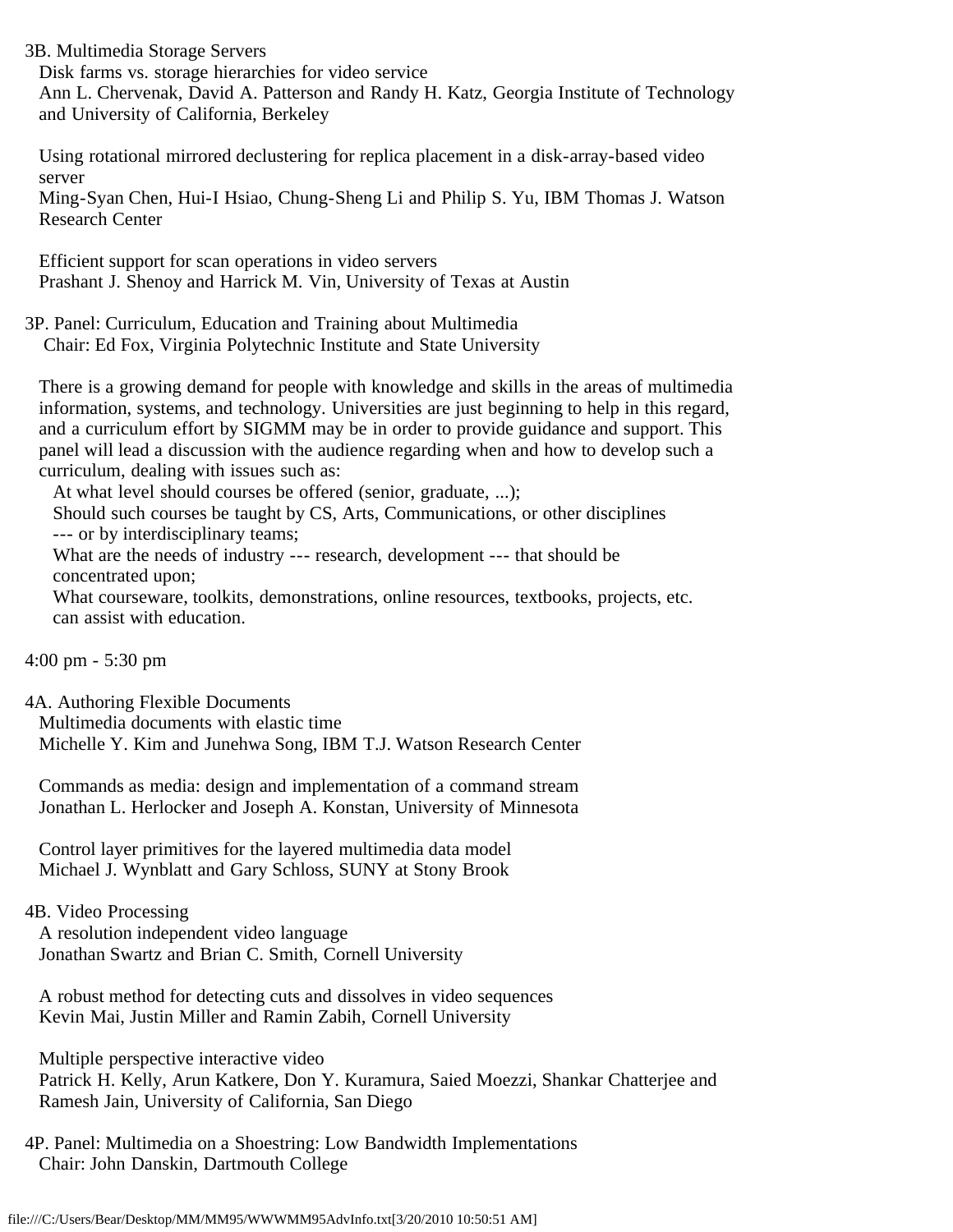3B. Multimedia Storage Servers

Disk farms vs. storage hierarchies for video service
Ann L. Chervenak, David A. Patterson and Randy H. Katz, Georgia Institute of Technology and University of California, Berkeley

Using rotational mirrored declustering for replica placement in a disk-array-based video server
Ming-Syan Chen, Hui-I Hsiao, Chung-Sheng Li and Philip S. Yu, IBM Thomas J. Watson Research Center

Efficient support for scan operations in video servers
Prashant J. Shenoy and Harrick M. Vin, University of Texas at Austin

3P. Panel: Curriculum, Education and Training about Multimedia
Chair: Ed Fox, Virginia Polytechnic Institute and State University

There is a growing demand for people with knowledge and skills in the areas of multimedia information, systems, and technology. Universities are just beginning to help in this regard, and a curriculum effort by SIGMM may be in order to provide guidance and support. This panel will lead a discussion with the audience regarding when and how to develop such a curriculum, dealing with issues such as:

- At what level should courses be offered (senior, graduate, ...);
- Should such courses be taught by CS, Arts, Communications, or other disciplines --- or by interdisciplinary teams;
- What are the needs of industry --- research, development --- that should be concentrated upon;
- What courseware, toolkits, demonstrations, online resources, textbooks, projects, etc. can assist with education.

4:00 pm - 5:30 pm

4A. Authoring Flexible Documents

Multimedia documents with elastic time
Michelle Y. Kim and Junehwa Song, IBM T.J. Watson Research Center

Commands as media: design and implementation of a command stream
Jonathan L. Herlocker and Joseph A. Konstan, University of Minnesota

Control layer primitives for the layered multimedia data model
Michael J. Wynblatt and Gary Schloss, SUNY at Stony Brook

4B. Video Processing

A resolution independent video language
Jonathan Swartz and Brian C. Smith, Cornell University

A robust method for detecting cuts and dissolves in video sequences
Kevin Mai, Justin Miller and Ramin Zabih, Cornell University

Multiple perspective interactive video
Patrick H. Kelly, Arun Katkere, Don Y. Kuramura, Saied Moezzi, Shankar Chatterjee and Ramesh Jain, University of California, San Diego

4P. Panel: Multimedia on a Shoestring: Low Bandwidth Implementations
Chair: John Danskin, Dartmouth College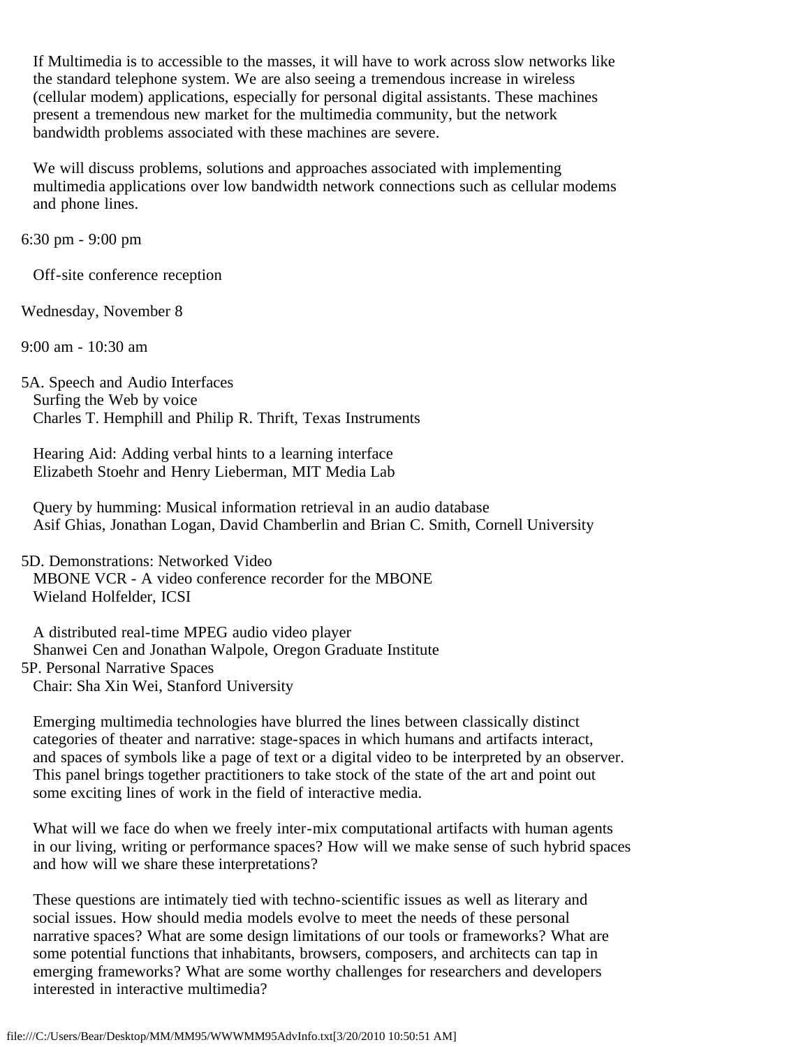If Multimedia is to accessible to the masses, it will have to work across slow networks like the standard telephone system. We are also seeing a tremendous increase in wireless (cellular modem) applications, especially for personal digital assistants. These machines present a tremendous new market for the multimedia community, but the network bandwidth problems associated with these machines are severe.

We will discuss problems, solutions and approaches associated with implementing multimedia applications over low bandwidth network connections such as cellular modems and phone lines.

6:30 pm - 9:00 pm

Off-site conference reception

Wednesday, November 8

9:00 am - 10:30 am

5A. Speech and Audio Interfaces
Surfing the Web by voice
Charles T. Hemphill and Philip R. Thrift, Texas Instruments

Hearing Aid: Adding verbal hints to a learning interface
Elizabeth Stoehr and Henry Lieberman, MIT Media Lab

Query by humming: Musical information retrieval in an audio database
Asif Ghias, Jonathan Logan, David Chamberlin and Brian C. Smith, Cornell University

5D. Demonstrations: Networked Video
MBONE VCR - A video conference recorder for the MBONE
Wieland Holfelder, ICSI

A distributed real-time MPEG audio video player
Shanwei Cen and Jonathan Walpole, Oregon Graduate Institute

5P. Personal Narrative Spaces
Chair: Sha Xin Wei, Stanford University

Emerging multimedia technologies have blurred the lines between classically distinct categories of theater and narrative: stage-spaces in which humans and artifacts interact, and spaces of symbols like a page of text or a digital video to be interpreted by an observer. This panel brings together practitioners to take stock of the state of the art and point out some exciting lines of work in the field of interactive media.

What will we face do when we freely inter-mix computational artifacts with human agents in our living, writing or performance spaces? How will we make sense of such hybrid spaces and how will we share these interpretations?

These questions are intimately tied with techno-scientific issues as well as literary and social issues. How should media models evolve to meet the needs of these personal narrative spaces? What are some design limitations of our tools or frameworks? What are some potential functions that inhabitants, browsers, composers, and architects can tap in emerging frameworks? What are some worthy challenges for researchers and developers interested in interactive multimedia?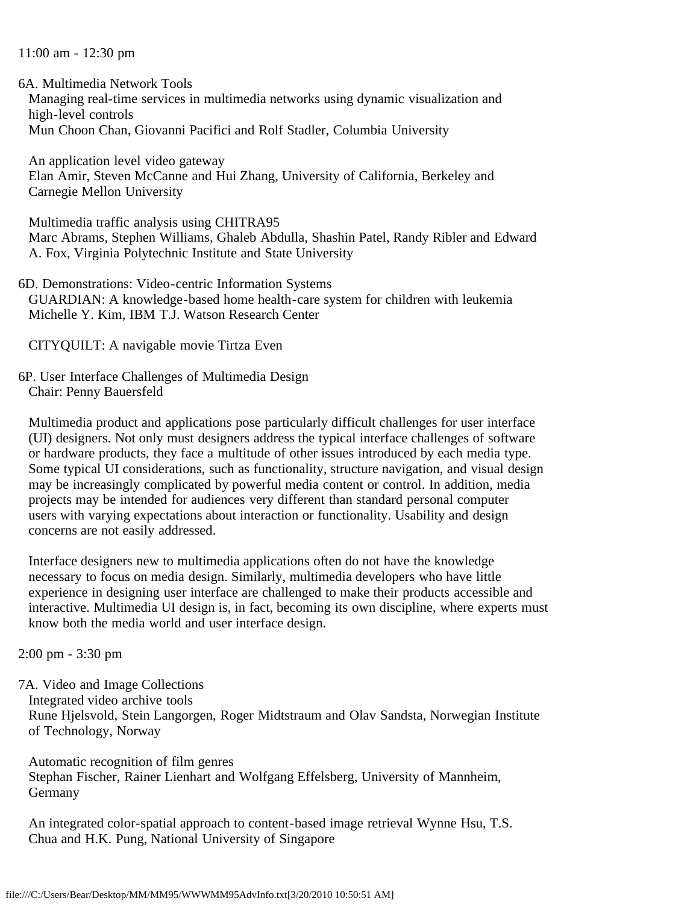11:00 am - 12:30 pm

6A. Multimedia Network Tools

Managing real-time services in multimedia networks using dynamic visualization and high-level controls
Mun Choon Chan, Giovanni Pacifici and Rolf Stadler, Columbia University

An application level video gateway
Elan Amir, Steven McCanne and Hui Zhang, University of California, Berkeley and Carnegie Mellon University

Multimedia traffic analysis using CHITRA95
Marc Abrams, Stephen Williams, Ghaleb Abdulla, Shashin Patel, Randy Ribler and Edward A. Fox, Virginia Polytechnic Institute and State University

6D. Demonstrations: Video-centric Information Systems

GUARDIAN: A knowledge-based home health-care system for children with leukemia
Michelle Y. Kim, IBM T.J. Watson Research Center

CITYQUILT: A navigable movie Tirtza Even

6P. User Interface Challenges of Multimedia Design

Chair: Penny Bauersfeld

Multimedia product and applications pose particularly difficult challenges for user interface (UI) designers. Not only must designers address the typical interface challenges of software or hardware products, they face a multitude of other issues introduced by each media type. Some typical UI considerations, such as functionality, structure navigation, and visual design may be increasingly complicated by powerful media content or control. In addition, media projects may be intended for audiences very different than standard personal computer users with varying expectations about interaction or functionality. Usability and design concerns are not easily addressed.

Interface designers new to multimedia applications often do not have the knowledge necessary to focus on media design. Similarly, multimedia developers who have little experience in designing user interface are challenged to make their products accessible and interactive. Multimedia UI design is, in fact, becoming its own discipline, where experts must know both the media world and user interface design.

2:00 pm - 3:30 pm

7A. Video and Image Collections

Integrated video archive tools
Rune Hjelsvold, Stein Langorgen, Roger Midtstraum and Olav Sandsta, Norwegian Institute of Technology, Norway

Automatic recognition of film genres
Stephan Fischer, Rainer Lienhart and Wolfgang Effelsberg, University of Mannheim, Germany

An integrated color-spatial approach to content-based image retrieval Wynne Hsu, T.S. Chua and H.K. Pung, National University of Singapore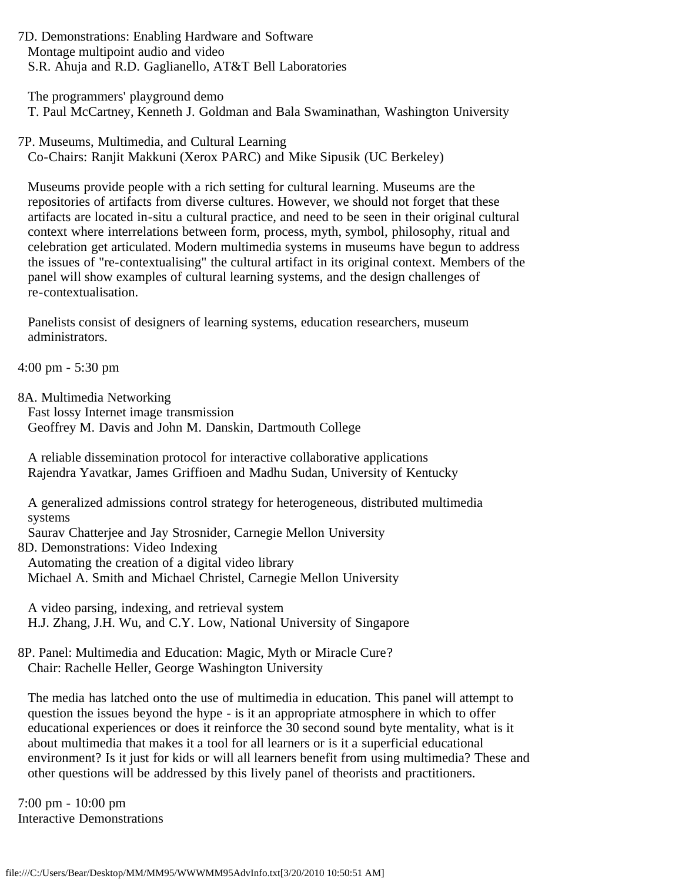7D. Demonstrations: Enabling Hardware and Software
Montage multipoint audio and video
S.R. Ahuja and R.D. Gaglianello, AT&T Bell Laboratories

The programmers' playground demo
T. Paul McCartney, Kenneth J. Goldman and Bala Swaminathan, Washington University

7P. Museums, Multimedia, and Cultural Learning
Co-Chairs: Ranjit Makkuni (Xerox PARC) and Mike Sipusik (UC Berkeley)

Museums provide people with a rich setting for cultural learning. Museums are the repositories of artifacts from diverse cultures. However, we should not forget that these artifacts are located in-situ a cultural practice, and need to be seen in their original cultural context where interrelations between form, process, myth, symbol, philosophy, ritual and celebration get articulated. Modern multimedia systems in museums have begun to address the issues of "re-contextualising" the cultural artifact in its original context. Members of the panel will show examples of cultural learning systems, and the design challenges of re-contextualisation.

Panelists consist of designers of learning systems, education researchers, museum administrators.

4:00 pm - 5:30 pm

8A. Multimedia Networking
Fast lossy Internet image transmission
Geoffrey M. Davis and John M. Danskin, Dartmouth College

A reliable dissemination protocol for interactive collaborative applications
Rajendra Yavatkar, James Griffioen and Madhu Sudan, University of Kentucky

A generalized admissions control strategy for heterogeneous, distributed multimedia systems
Saurav Chatterjee and Jay Strosnider, Carnegie Mellon University

8D. Demonstrations: Video Indexing
Automating the creation of a digital video library
Michael A. Smith and Michael Christel, Carnegie Mellon University

A video parsing, indexing, and retrieval system
H.J. Zhang, J.H. Wu, and C.Y. Low, National University of Singapore

8P. Panel: Multimedia and Education: Magic, Myth or Miracle Cure?
Chair: Rachelle Heller, George Washington University

The media has latched onto the use of multimedia in education. This panel will attempt to question the issues beyond the hype - is it an appropriate atmosphere in which to offer educational experiences or does it reinforce the 30 second sound byte mentality, what is it about multimedia that makes it a tool for all learners or is it a superficial educational environment? Is it just for kids or will all learners benefit from using multimedia? These and other questions will be addressed by this lively panel of theorists and practitioners.

7:00 pm - 10:00 pm
Interactive Demonstrations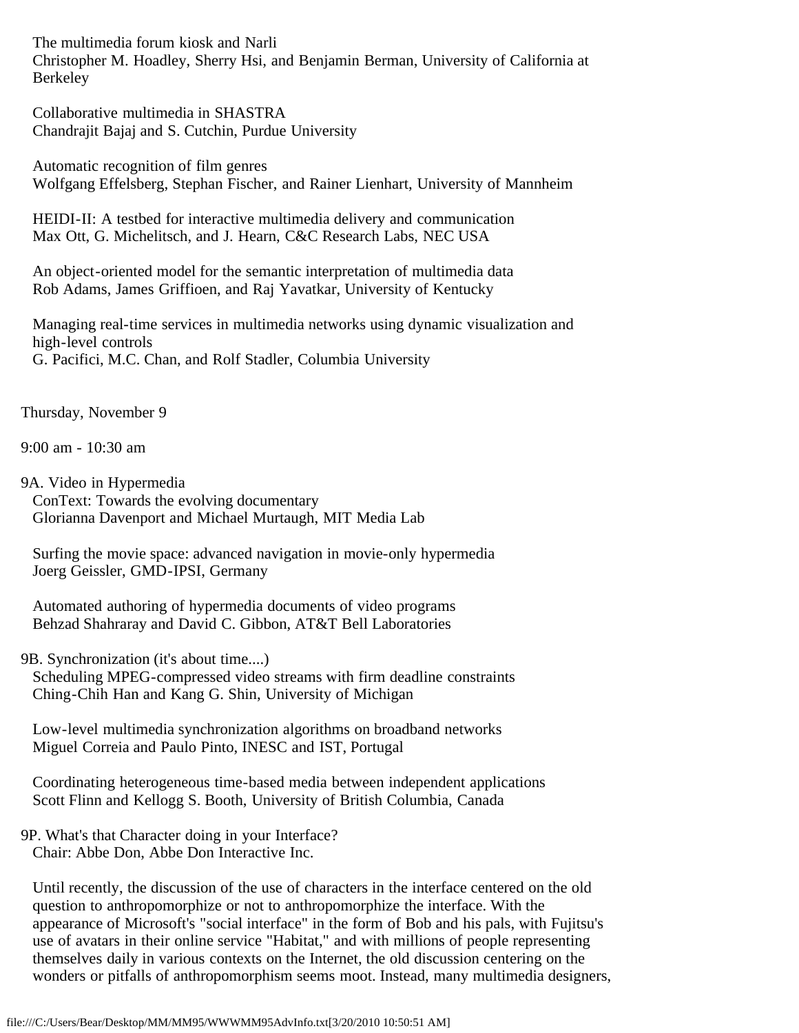The multimedia forum kiosk and Narli
Christopher M. Hoadley, Sherry Hsi, and Benjamin Berman, University of California at Berkeley

Collaborative multimedia in SHASTRA
Chandrajit Bajaj and S. Cutchin, Purdue University

Automatic recognition of film genres
Wolfgang Effelsberg, Stephan Fischer, and Rainer Lienhart, University of Mannheim

HEIDI-II: A testbed for interactive multimedia delivery and communication
Max Ott, G. Michelitsch, and J. Hearn, C&C Research Labs, NEC USA

An object-oriented model for the semantic interpretation of multimedia data
Rob Adams, James Griffioen, and Raj Yavatkar, University of Kentucky

Managing real-time services in multimedia networks using dynamic visualization and high-level controls
G. Pacifici, M.C. Chan, and Rolf Stadler, Columbia University

Thursday, November 9

9:00 am - 10:30 am

9A. Video in Hypermedia

ConText: Towards the evolving documentary
Glorianna Davenport and Michael Murtaugh, MIT Media Lab

Surfing the movie space: advanced navigation in movie-only hypermedia
Joerg Geissler, GMD-IPSI, Germany

Automated authoring of hypermedia documents of video programs
Behzad Shahraray and David C. Gibbon, AT&T Bell Laboratories

9B. Synchronization (it's about time....)

Scheduling MPEG-compressed video streams with firm deadline constraints
Ching-Chih Han and Kang G. Shin, University of Michigan

Low-level multimedia synchronization algorithms on broadband networks
Miguel Correia and Paulo Pinto, INESC and IST, Portugal

Coordinating heterogeneous time-based media between independent applications
Scott Flinn and Kellogg S. Booth, University of British Columbia, Canada

9P. What's that Character doing in your Interface?

Chair: Abbe Don, Abbe Don Interactive Inc.

Until recently, the discussion of the use of characters in the interface centered on the old question to anthropomorphize or not to anthropomorphize the interface. With the appearance of Microsoft's "social interface" in the form of Bob and his pals, with Fujitsu's use of avatars in their online service "Habitat," and with millions of people representing themselves daily in various contexts on the Internet, the old discussion centering on the wonders or pitfalls of anthropomorphism seems moot. Instead, many multimedia designers,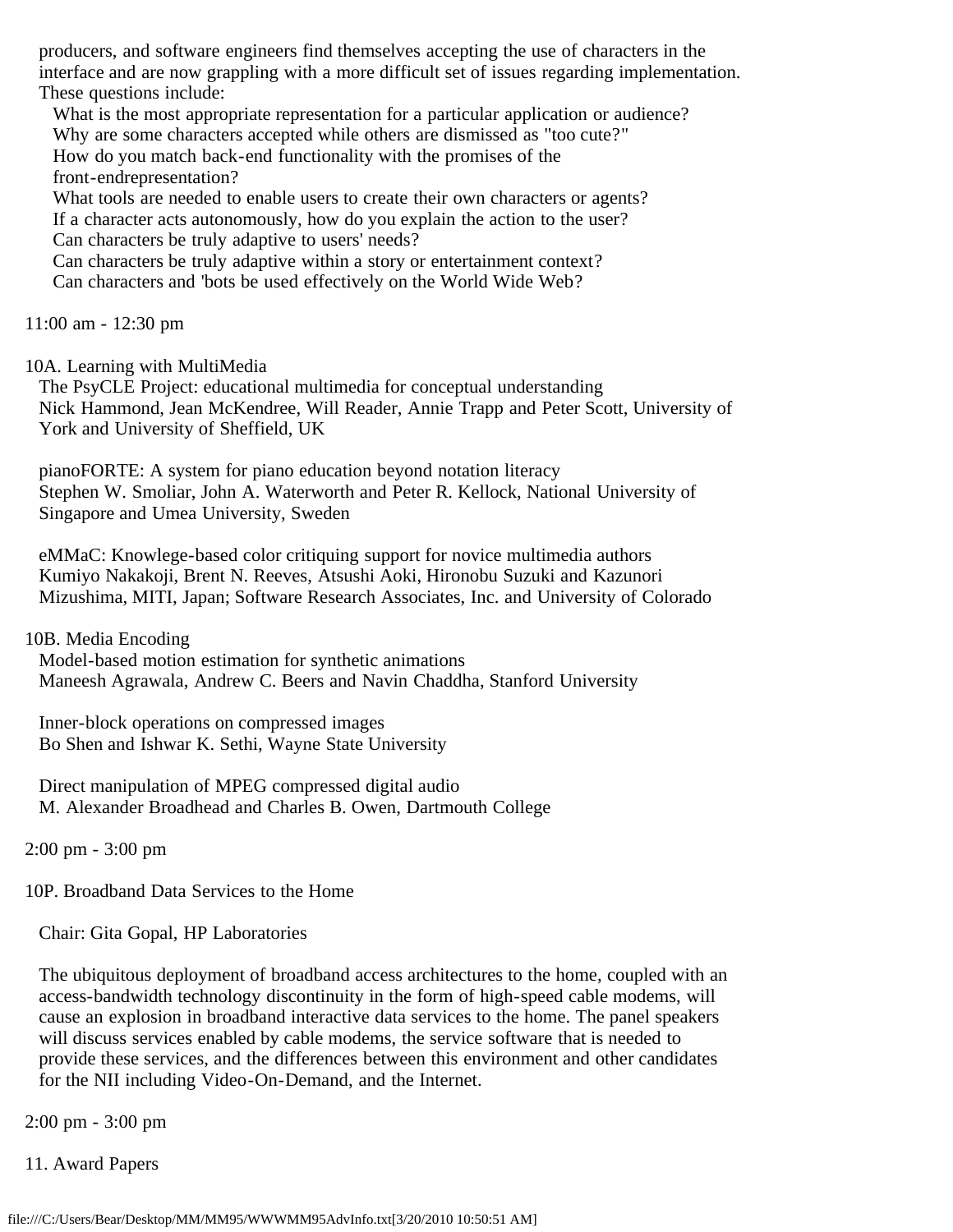producers, and software engineers find themselves accepting the use of characters in the interface and are now grappling with a more difficult set of issues regarding implementation. These questions include:

- What is the most appropriate representation for a particular application or audience?
- Why are some characters accepted while others are dismissed as "too cute?"
- How do you match back-end functionality with the promises of the front-endrepresentation?
- What tools are needed to enable users to create their own characters or agents?
- If a character acts autonomously, how do you explain the action to the user?
- Can characters be truly adaptive to users' needs?
- Can characters be truly adaptive within a story or entertainment context?
- Can characters and 'bots be used effectively on the World Wide Web?

11:00 am - 12:30 pm

10A. Learning with MultiMedia

The PsyCLE Project: educational multimedia for conceptual understanding
Nick Hammond, Jean McKendree, Will Reader, Annie Trapp and Peter Scott, University of York and University of Sheffield, UK

pianoFORTE: A system for piano education beyond notation literacy
Stephen W. Smoliar, John A. Waterworth and Peter R. Kellock, National University of Singapore and Umea University, Sweden

eMMaC: Knowlege-based color critiquing support for novice multimedia authors
Kumiyo Nakakoji, Brent N. Reeves, Atsushi Aoki, Hironobu Suzuki and Kazunori Mizushima, MITI, Japan; Software Research Associates, Inc. and University of Colorado

10B. Media Encoding

Model-based motion estimation for synthetic animations
Maneesh Agrawala, Andrew C. Beers and Navin Chaddha, Stanford University

Inner-block operations on compressed images
Bo Shen and Ishwar K. Sethi, Wayne State University

Direct manipulation of MPEG compressed digital audio
M. Alexander Broadhead and Charles B. Owen, Dartmouth College

2:00 pm - 3:00 pm

10P. Broadband Data Services to the Home

Chair: Gita Gopal, HP Laboratories

The ubiquitous deployment of broadband access architectures to the home, coupled with an access-bandwidth technology discontinuity in the form of high-speed cable modems, will cause an explosion in broadband interactive data services to the home. The panel speakers will discuss services enabled by cable modems, the service software that is needed to provide these services, and the differences between this environment and other candidates for the NII including Video-On-Demand, and the Internet.

2:00 pm - 3:00 pm

11. Award Papers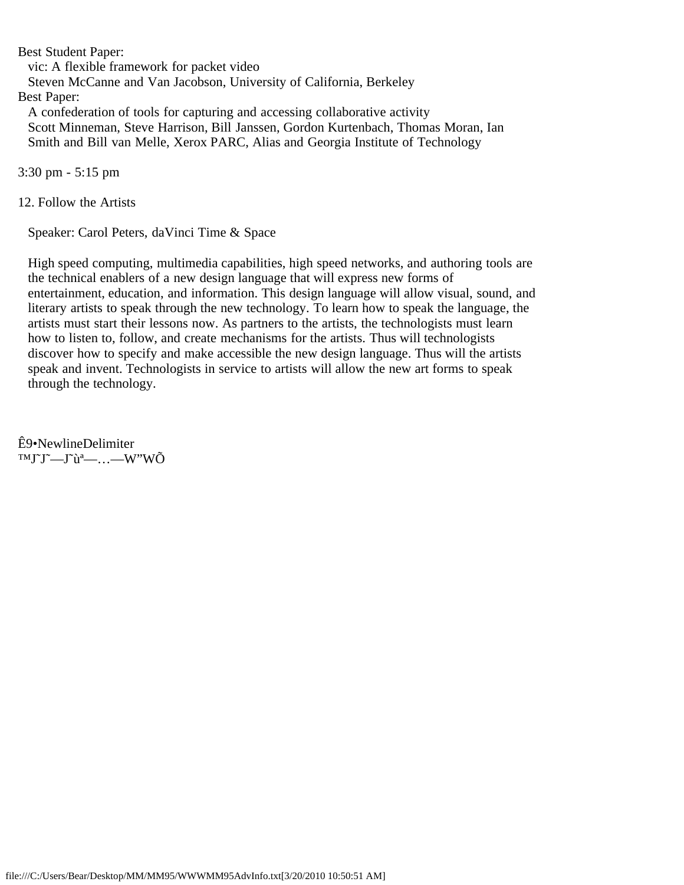Best Student Paper:
vic: A flexible framework for packet video
Steven McCanne and Van Jacobson, University of California, Berkeley

Best Paper:
A confederation of tools for capturing and accessing collaborative activity
Scott Minneman, Steve Harrison, Bill Janssen, Gordon Kurtenbach, Thomas Moran, Ian Smith and Bill van Melle, Xerox PARC, Alias and Georgia Institute of Technology

3:30 pm - 5:15 pm

12. Follow the Artists

Speaker: Carol Peters, daVinci Time & Space

High speed computing, multimedia capabilities, high speed networks, and authoring tools are the technical enablers of a new design language that will express new forms of entertainment, education, and information. This design language will allow visual, sound, and literary artists to speak through the new technology. To learn how to speak the language, the artists must start their lessons now. As partners to the artists, the technologists must learn how to listen to, follow, and create mechanisms for the artists. Thus will technologists discover how to specify and make accessible the new design language. Thus will the artists speak and invent. Technologists in service to artists will allow the new art forms to speak through the technology.

Ê9•NewlineDelimiter
™J˜J˜—J˜ùª—…—W”WÕ